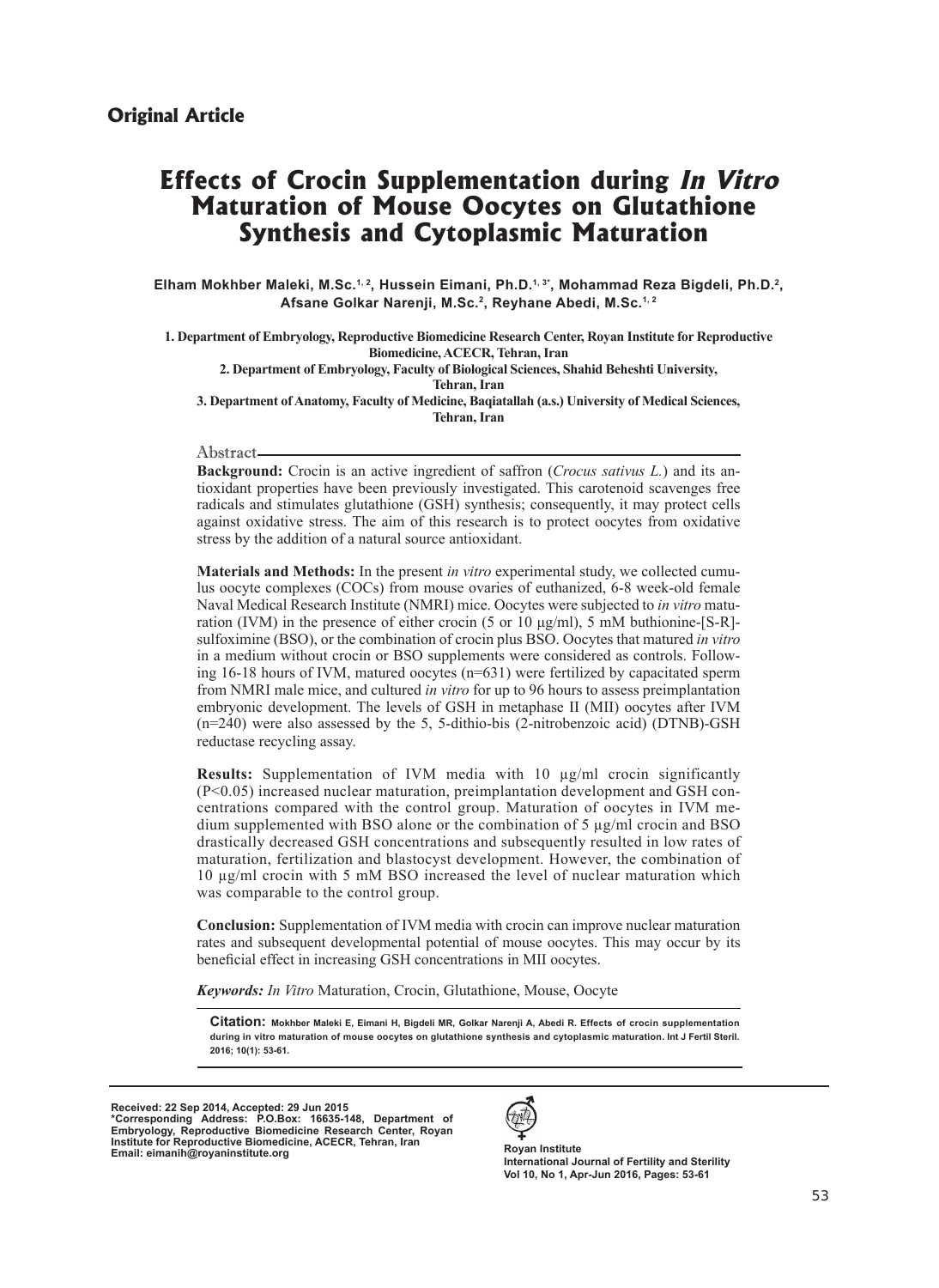**Original Article**

# Effects of Crocin Supplementation during *In Vitro* Maturation of Mouse Oocytes on Glutathione Synthesis and Cytoplasmic Maturation

**Elham Mokhber Maleki, M.Sc.[1, 2], Hussein Eimani, Ph.D.[1, 3*], Mohammad Reza Bigdeli, Ph.D.[2], Afsane Golkar Narenji, M.Sc.[2], Reyhane Abedi, M.Sc.[1, 2]**

**1. Department of Embryology, Reproductive Biomedicine Research Center, Royan Institute for Reproductive Biomedicine, ACECR, Tehran, Iran**
**2. Department of Embryology, Faculty of Biological Sciences, Shahid Beheshti University, Tehran, Iran**
**3. Department of Anatomy, Faculty of Medicine, Baqiatallah (a.s.) University of Medical Sciences, Tehran, Iran**

## Abstract

**Background:** Crocin is an active ingredient of saffron (*Crocus sativus L.*) and its antioxidant properties have been previously investigated. This carotenoid scavenges free radicals and stimulates glutathione (GSH) synthesis; consequently, it may protect cells against oxidative stress. The aim of this research is to protect oocytes from oxidative stress by the addition of a natural source antioxidant.

**Materials and Methods:** In the present *in vitro* experimental study, we collected cumulus oocyte complexes (COCs) from mouse ovaries of euthanized, 6-8 week-old female Naval Medical Research Institute (NMRI) mice. Oocytes were subjected to *in vitro* maturation (IVM) in the presence of either crocin (5 or 10 µg/ml), 5 mM buthionine-[S-R]-sulfoximine (BSO), or the combination of crocin plus BSO. Oocytes that matured *in vitro* in a medium without crocin or BSO supplements were considered as controls. Following 16-18 hours of IVM, matured oocytes (n=631) were fertilized by capacitated sperm from NMRI male mice, and cultured *in vitro* for up to 96 hours to assess preimplantation embryonic development. The levels of GSH in metaphase II (MII) oocytes after IVM (n=240) were also assessed by the 5, 5-dithio-bis (2-nitrobenzoic acid) (DTNB)-GSH reductase recycling assay.

**Results:** Supplementation of IVM media with 10 µg/ml crocin significantly ($P<0.05$) increased nuclear maturation, preimplantation development and GSH concentrations compared with the control group. Maturation of oocytes in IVM medium supplemented with BSO alone or the combination of 5 µg/ml crocin and BSO drastically decreased GSH concentrations and subsequently resulted in low rates of maturation, fertilization and blastocyst development. However, the combination of 10 µg/ml crocin with 5 mM BSO increased the level of nuclear maturation which was comparable to the control group.

**Conclusion:** Supplementation of IVM media with crocin can improve nuclear maturation rates and subsequent developmental potential of mouse oocytes. This may occur by its beneficial effect in increasing GSH concentrations in MII oocytes.

***Keywords:*** *In Vitro* Maturation, Crocin, Glutathione, Mouse, Oocyte

**Citation:** Mokhber Maleki E, Eimani H, Bigdeli MR, Golkar Narenji A, Abedi R. Effects of crocin supplementation during in vitro maturation of mouse oocytes on glutathione synthesis and cytoplasmic maturation. Int J Fertil Steril. 2016; 10(1): 53-61.

Received: 22 Sep 2014, Accepted: 29 Jun 2015
*Corresponding Address: P.O.Box: 16635-148, Department of Embryology, Reproductive Biomedicine Research Center, Royan Institute for Reproductive Biomedicine, ACECR, Tehran, Iran
Email: eimanih@royaninstitute.org

Royan Institute
International Journal of Fertility and Sterility
Vol 10, No 1, Apr-Jun 2016, Pages: 53-61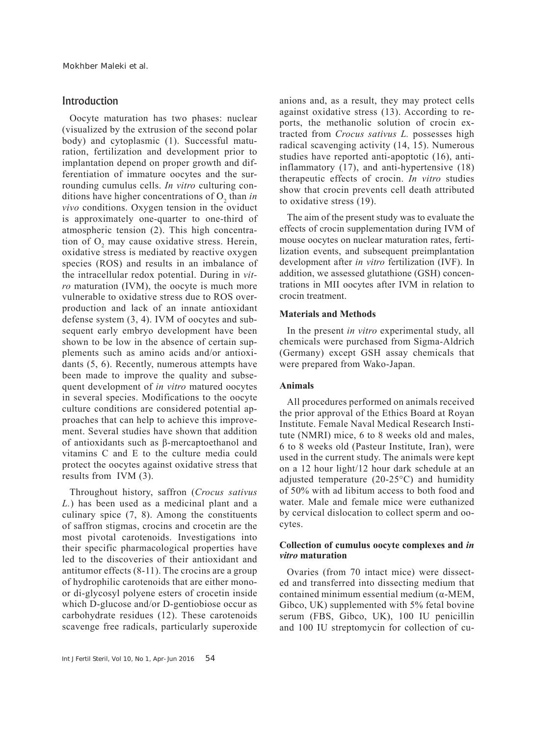## Introduction

Oocyte maturation has two phases: nuclear (visualized by the extrusion of the second polar body) and cytoplasmic (1). Successful maturation, fertilization and development prior to implantation depend on proper growth and differentiation of immature oocytes and the surrounding cumulus cells. *In vitro* culturing conditions have higher concentrations of $O_2$ than *in vivo* conditions. Oxygen tension in the oviduct is approximately one-quarter to one-third of atmospheric tension (2). This high concentration of $O_2$ may cause oxidative stress. Herein, oxidative stress is mediated by reactive oxygen species (ROS) and results in an imbalance of the intracellular redox potential. During in *vitro* maturation (IVM), the oocyte is much more vulnerable to oxidative stress due to ROS overproduction and lack of an innate antioxidant defense system (3, 4). IVM of oocytes and subsequent early embryo development have been shown to be low in the absence of certain supplements such as amino acids and/or antioxidants (5, 6). Recently, numerous attempts have been made to improve the quality and subsequent development of *in vitro* matured oocytes in several species. Modifications to the oocyte culture conditions are considered potential approaches that can help to achieve this improvement. Several studies have shown that addition of antioxidants such as β-mercaptoethanol and vitamins C and E to the culture media could protect the oocytes against oxidative stress that results from IVM (3).

Throughout history, saffron (*Crocus sativus L.*) has been used as a medicinal plant and a culinary spice (7, 8). Among the constituents of saffron stigmas, crocins and crocetin are the most pivotal carotenoids. Investigations into their specific pharmacological properties have led to the discoveries of their antioxidant and antitumor effects (8-11). The crocins are a group of hydrophilic carotenoids that are either mono- or di-glycosyl polyene esters of crocetin in which D-glucose and/or D-gentiobiose occur as carbohydrate residues (12). These carotenoids scavenge free radicals, particularly superoxide anions and, as a result, they may protect cells against oxidative stress (13). According to reports, the methanolic solution of crocin extracted from *Crocus sativus L.* possesses high radical scavenging activity (14, 15). Numerous studies have reported anti-apoptotic (16), anti-inflammatory (17), and anti-hypertensive (18) therapeutic effects of crocin. *In vitro* studies show that crocin prevents cell death attributed to oxidative stress (19).

The aim of the present study was to evaluate the effects of crocin supplementation during IVM of mouse oocytes on nuclear maturation rates, fertilization events, and subsequent preimplantation development after *in vitro* fertilization (IVF). In addition, we assessed glutathione (GSH) concentrations in MII oocytes after IVM in relation to crocin treatment.

## Materials and Methods

In the present *in vitro* experimental study, all chemicals were purchased from Sigma-Aldrich (Germany) except GSH assay chemicals that were prepared from Wako-Japan.

### Animals

All procedures performed on animals received the prior approval of the Ethics Board at Royan Institute. Female Naval Medical Research Institute (NMRI) mice, 6 to 8 weeks old and males, 6 to 8 weeks old (Pasteur Institute, Iran), were used in the current study. The animals were kept on a 12 hour light/12 hour dark schedule at an adjusted temperature (20-25°C) and humidity of 50% with ad libitum access to both food and water. Male and female mice were euthanized by cervical dislocation to collect sperm and oocytes.

### Collection of cumulus oocyte complexes and *in vitro* maturation

Ovaries (from 70 intact mice) were dissected and transferred into dissecting medium that contained minimum essential medium (α-MEM, Gibco, UK) supplemented with 5% fetal bovine serum (FBS, Gibco, UK), 100 IU penicillin and 100 IU streptomycin for collection of cu-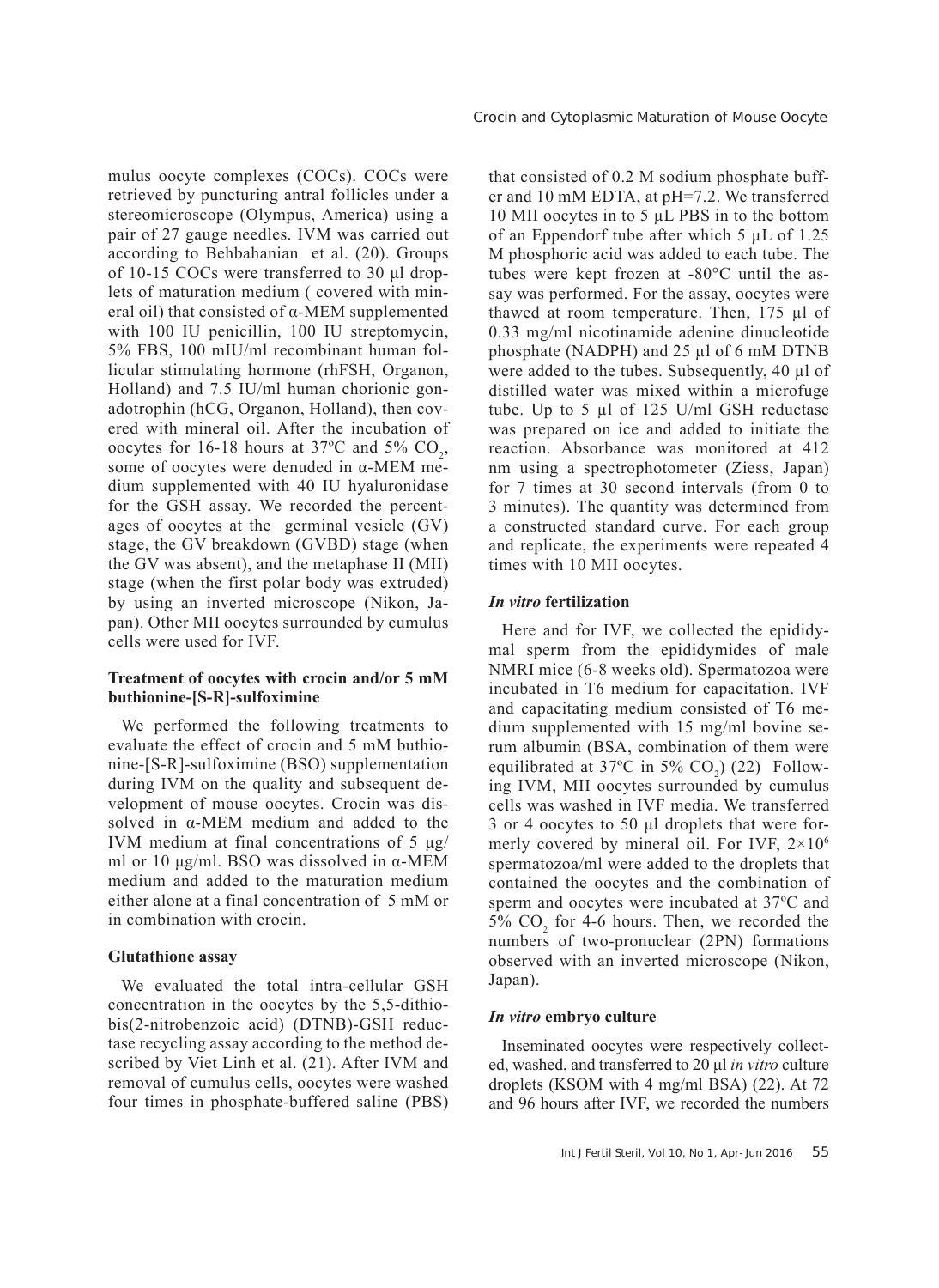mulus oocyte complexes (COCs). COCs were retrieved by puncturing antral follicles under a stereomicroscope (Olympus, America) using a pair of 27 gauge needles. IVM was carried out according to Behbahanian et al. (20). Groups of 10-15 COCs were transferred to 30 µl droplets of maturation medium ( covered with mineral oil) that consisted of α-MEM supplemented with 100 IU penicillin, 100 IU streptomycin, 5% FBS, 100 mIU/ml recombinant human follicular stimulating hormone (rhFSH, Organon, Holland) and 7.5 IU/ml human chorionic gonadotrophin (hCG, Organon, Holland), then covered with mineral oil. After the incubation of oocytes for 16-18 hours at 37ºC and 5% $CO_2$, some of oocytes were denuded in α-MEM medium supplemented with 40 IU hyaluronidase for the GSH assay. We recorded the percentages of oocytes at the germinal vesicle (GV) stage, the GV breakdown (GVBD) stage (when the GV was absent), and the metaphase II (MII) stage (when the first polar body was extruded) by using an inverted microscope (Nikon, Japan). Other MII oocytes surrounded by cumulus cells were used for IVF.

**Treatment of oocytes with crocin and/or 5 mM buthionine-[S-R]-sulfoximine**

We performed the following treatments to evaluate the effect of crocin and 5 mM buthionine-[S-R]-sulfoximine (BSO) supplementation during IVM on the quality and subsequent development of mouse oocytes. Crocin was dissolved in α-MEM medium and added to the IVM medium at final concentrations of 5 µg/ml or 10 µg/ml. BSO was dissolved in α-MEM medium and added to the maturation medium either alone at a final concentration of 5 mM or in combination with crocin.

**Glutathione assay**

We evaluated the total intra-cellular GSH concentration in the oocytes by the 5,5-dithiobis(2-nitrobenzoic acid) (DTNB)-GSH reductase recycling assay according to the method described by Viet Linh et al. (21). After IVM and removal of cumulus cells, oocytes were washed four times in phosphate-buffered saline (PBS) that consisted of 0.2 M sodium phosphate buffer and 10 mM EDTA, at pH=7.2. We transferred 10 MII oocytes in to 5 µL PBS in to the bottom of an Eppendorf tube after which 5 µL of 1.25 M phosphoric acid was added to each tube. The tubes were kept frozen at -80°C until the assay was performed. For the assay, oocytes were thawed at room temperature. Then, 175 µl of 0.33 mg/ml nicotinamide adenine dinucleotide phosphate (NADPH) and 25 µl of 6 mM DTNB were added to the tubes. Subsequently, 40 µl of distilled water was mixed within a microfuge tube. Up to 5 µl of 125 U/ml GSH reductase was prepared on ice and added to initiate the reaction. Absorbance was monitored at 412 nm using a spectrophotometer (Ziess, Japan) for 7 times at 30 second intervals (from 0 to 3 minutes). The quantity was determined from a constructed standard curve. For each group and replicate, the experiments were repeated 4 times with 10 MII oocytes.

***In vitro* fertilization**

Here and for IVF, we collected the epididymal sperm from the epididymides of male NMRI mice (6-8 weeks old). Spermatozoa were incubated in T6 medium for capacitation. IVF and capacitating medium consisted of T6 medium supplemented with 15 mg/ml bovine serum albumin (BSA, combination of them were equilibrated at 37ºC in 5% $CO_2$) (22) Following IVM, MII oocytes surrounded by cumulus cells was washed in IVF media. We transferred 3 or 4 oocytes to 50 µl droplets that were formerly covered by mineral oil. For IVF, $2\times10^6$ spermatozoa/ml were added to the droplets that contained the oocytes and the combination of sperm and oocytes were incubated at 37ºC and 5% $CO_2$ for 4-6 hours. Then, we recorded the numbers of two-pronuclear (2PN) formations observed with an inverted microscope (Nikon, Japan).

***In vitro* embryo culture**

Inseminated oocytes were respectively collected, washed, and transferred to 20 µl *in vitro* culture droplets (KSOM with 4 mg/ml BSA) (22). At 72 and 96 hours after IVF, we recorded the numbers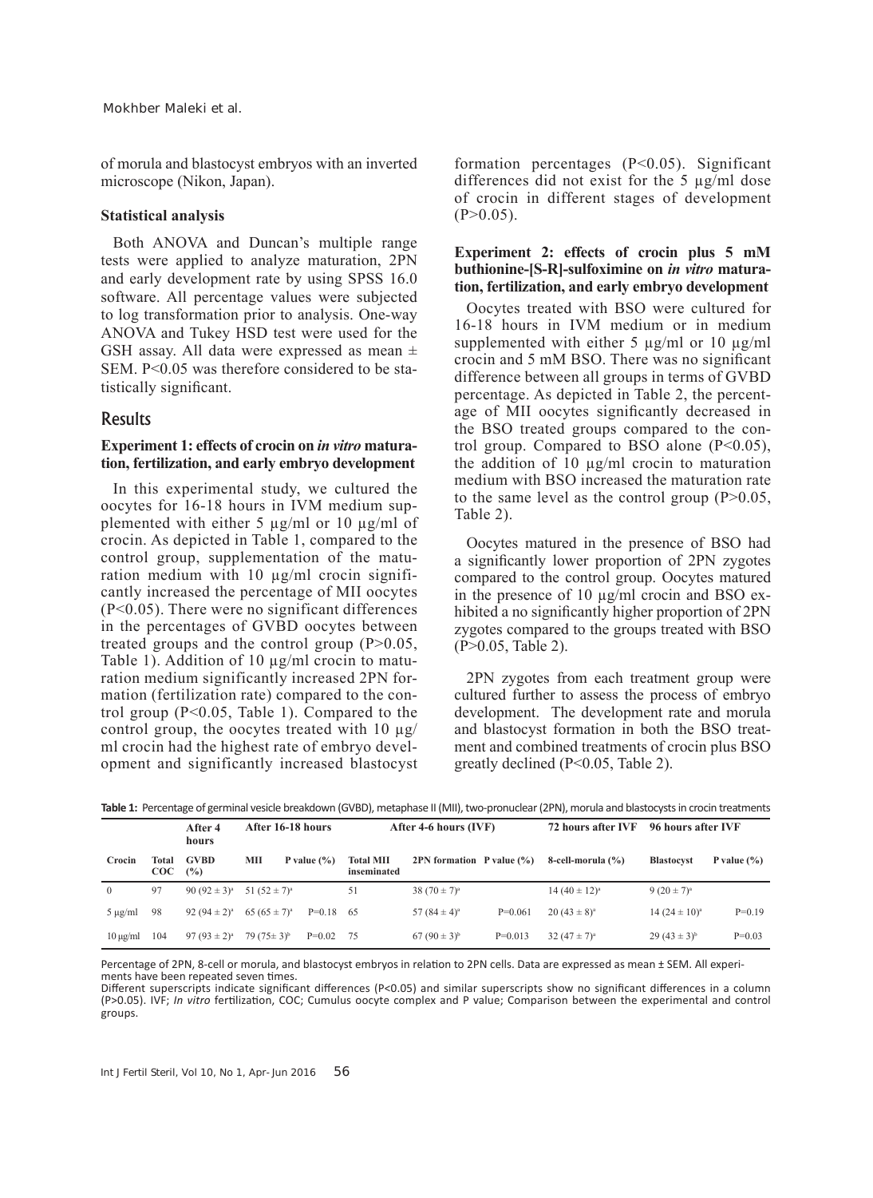of morula and blastocyst embryos with an inverted microscope (Nikon, Japan).

#### Statistical analysis

Both ANOVA and Duncan's multiple range tests were applied to analyze maturation, 2PN and early development rate by using SPSS 16.0 software. All percentage values were subjected to log transformation prior to analysis. One-way ANOVA and Tukey HSD test were used for the GSH assay. All data were expressed as mean ± SEM. P<0.05 was therefore considered to be statistically significant.

## Results

#### Experiment 1: effects of crocin on *in vitro* maturation, fertilization, and early embryo development

In this experimental study, we cultured the oocytes for 16-18 hours in IVM medium supplemented with either 5 µg/ml or 10 µg/ml of crocin. As depicted in Table 1, compared to the control group, supplementation of the maturation medium with 10 µg/ml crocin significantly increased the percentage of MII oocytes (P<0.05). There were no significant differences in the percentages of GVBD oocytes between treated groups and the control group (P>0.05, Table 1). Addition of 10 µg/ml crocin to maturation medium significantly increased 2PN formation (fertilization rate) compared to the control group (P<0.05, Table 1). Compared to the control group, the oocytes treated with 10 µg/ml crocin had the highest rate of embryo development and significantly increased blastocyst formation percentages (P<0.05). Significant differences did not exist for the 5 µg/ml dose of crocin in different stages of development (P>0.05).

#### Experiment 2: effects of crocin plus 5 mM buthionine-[S-R]-sulfoximine on *in vitro* maturation, fertilization, and early embryo development

Oocytes treated with BSO were cultured for 16-18 hours in IVM medium or in medium supplemented with either 5 µg/ml or 10 µg/ml crocin and 5 mM BSO. There was no significant difference between all groups in terms of GVBD percentage. As depicted in Table 2, the percentage of MII oocytes significantly decreased in the BSO treated groups compared to the control group. Compared to BSO alone (P<0.05), the addition of 10 µg/ml crocin to maturation medium with BSO increased the maturation rate to the same level as the control group (P>0.05, Table 2).

Oocytes matured in the presence of BSO had a significantly lower proportion of 2PN zygotes compared to the control group. Oocytes matured in the presence of 10 µg/ml crocin and BSO exhibited a no significantly higher proportion of 2PN zygotes compared to the groups treated with BSO (P>0.05, Table 2).

2PN zygotes from each treatment group were cultured further to assess the process of embryo development. The development rate and morula and blastocyst formation in both the BSO treatment and combined treatments of crocin plus BSO greatly declined (P<0.05, Table 2).

**Table 1:** Percentage of germinal vesicle breakdown (GVBD), metaphase II (MII), two-pronuclear (2PN), morula and blastocysts in crocin treatments

| | | After 4 hours | After 16-18 hours | | After 4-6 hours (IVF) | | | 72 hours after IVF | 96 hours after IVF | |
|---|---|---|---|---|---|---|---|---|---|---|
| Crocin | Total COC | GVBD (%) | MII | P value (%) | Total MII inseminated | 2PN formation | P value (%) | 8-cell-morula (%) | Blastocyst | P value (%) |
| 0 | 97 | 90 (92 ± 3)[a] | 51 (52 ± 7)[a] | | 51 | 38 (70 ± 7)[a] | | 14 (40 ± 12)[a] | 9 (20 ± 7)[a] | |
| 5 µg/ml | 98 | 92 (94 ± 2)[a] | 65 (65 ± 7)[a] | P=0.18 | 65 | 57 (84 ± 4)[a] | P=0.061 | 20 (43 ± 8)[a] | 14 (24 ± 10)[a] | P=0.19 |
| 10 µg/ml | 104 | 97 (93 ± 2)[a] | 79 (75± 3)[b] | P=0.02 | 75 | 67 (90 ± 3)[b] | P=0.013 | 32 (47 ± 7)[a] | 29 (43 ± 3)[b] | P=0.03 |

Percentage of 2PN, 8-cell or morula, and blastocyst embryos in relation to 2PN cells. Data are expressed as mean ± SEM. All experiments have been repeated seven times.
Different superscripts indicate significant differences (P<0.05) and similar superscripts show no significant differences in a column (P>0.05). IVF; *In vitro* fertilization, COC; Cumulus oocyte complex and P value; Comparison between the experimental and control groups.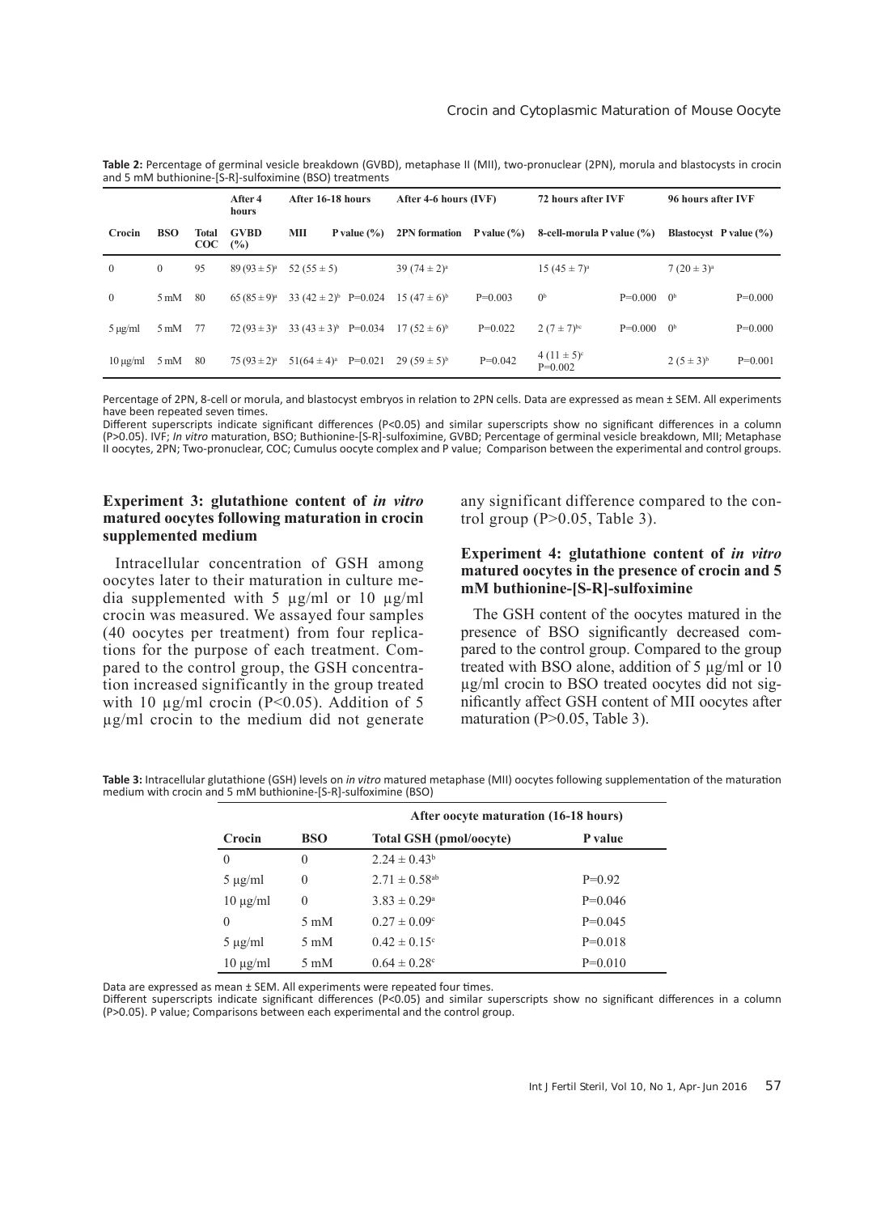**Table 2:** Percentage of germinal vesicle breakdown (GVBD), metaphase II (MII), two-pronuclear (2PN), morula and blastocysts in crocin and 5 mM buthionine-[S-R]-sulfoximine (BSO) treatments

| | | | After 4 hours | After 16-18 hours | | After 4-6 hours (IVF) | | 72 hours after IVF | | 96 hours after IVF | |
|---|---|---|---|---|---|---|---|---|---|---|---|
| Crocin | BSO | Total COC | GVBD (%) | MII | P value (%) | 2PN formation | P value (%) | 8-cell-morula | P value (%) | Blastocyst | P value (%) |
| 0 | 0 | 95 | 89 (93 ± 5)[a] | 52 (55 ± 5) | | 39 (74 ± 2)[a] | | 15 (45 ± 7)[a] | | 7 (20 ± 3)[a] | |
| 0 | 5 mM | 80 | 65 (85 ± 9)[a] | 33 (42 ± 2)[b] | P=0.024 | 15 (47 ± 6)[b] | P=0.003 | 0[b] | P=0.000 | 0[b] | P=0.000 |
| 5 µg/ml | 5 mM | 77 | 72 (93 ± 3)[a] | 33 (43 ± 3)[b] | P=0.034 | 17 (52 ± 6)[b] | P=0.022 | 2 (7 ± 7)[bc] | P=0.000 | 0[b] | P=0.000 |
| 10 µg/ml | 5 mM | 80 | 75 (93 ± 2)[a] | 51(64 ± 4)[a] | P=0.021 | 29 (59 ± 5)[b] | P=0.042 | 4 (11 ± 5)[c] | P=0.002 | 2 (5 ± 3)[b] | P=0.001 |

Percentage of 2PN, 8-cell or morula, and blastocyst embryos in relation to 2PN cells. Data are expressed as mean ± SEM. All experiments have been repeated seven times.
Different superscripts indicate significant differences (P<0.05) and similar superscripts show no significant differences in a column (P>0.05). IVF; *In vitro* maturation, BSO; Buthionine-[S-R]-sulfoximine, GVBD; Percentage of germinal vesicle breakdown, MII; Metaphase II oocytes, 2PN; Two-pronuclear, COC; Cumulus oocyte complex and P value; Comparison between the experimental and control groups.

### Experiment 3: glutathione content of *in vitro* matured oocytes following maturation in crocin supplemented medium

Intracellular concentration of GSH among oocytes later to their maturation in culture media supplemented with 5 µg/ml or 10 µg/ml crocin was measured. We assayed four samples (40 oocytes per treatment) from four replications for the purpose of each treatment. Compared to the control group, the GSH concentration increased significantly in the group treated with 10 µg/ml crocin (P<0.05). Addition of 5 µg/ml crocin to the medium did not generate any significant difference compared to the control group (P>0.05, Table 3).

### Experiment 4: glutathione content of *in vitro* matured oocytes in the presence of crocin and 5 mM buthionine-[S-R]-sulfoximine

The GSH content of the oocytes matured in the presence of BSO significantly decreased compared to the control group. Compared to the group treated with BSO alone, addition of 5 µg/ml or 10 µg/ml crocin to BSO treated oocytes did not significantly affect GSH content of MII oocytes after maturation (P>0.05, Table 3).

**Table 3:** Intracellular glutathione (GSH) levels on *in vitro* matured metaphase (MII) oocytes following supplementation of the maturation medium with crocin and 5 mM buthionine-[S-R]-sulfoximine (BSO)

| | | After oocyte maturation (16-18 hours) | |
|---|---|---|---|
| Crocin | BSO | Total GSH (pmol/oocyte) | P value |
| 0 | 0 | 2.24 ± 0.43[b] | |
| 5 µg/ml | 0 | 2.71 ± 0.58[ab] | P=0.92 |
| 10 µg/ml | 0 | 3.83 ± 0.29[a] | P=0.046 |
| 0 | 5 mM | 0.27 ± 0.09[c] | P=0.045 |
| 5 µg/ml | 5 mM | 0.42 ± 0.15[c] | P=0.018 |
| 10 µg/ml | 5 mM | 0.64 ± 0.28[c] | P=0.010 |

Data are expressed as mean ± SEM. All experiments were repeated four times.
Different superscripts indicate significant differences (P<0.05) and similar superscripts show no significant differences in a column (P>0.05). P value; Comparisons between each experimental and the control group.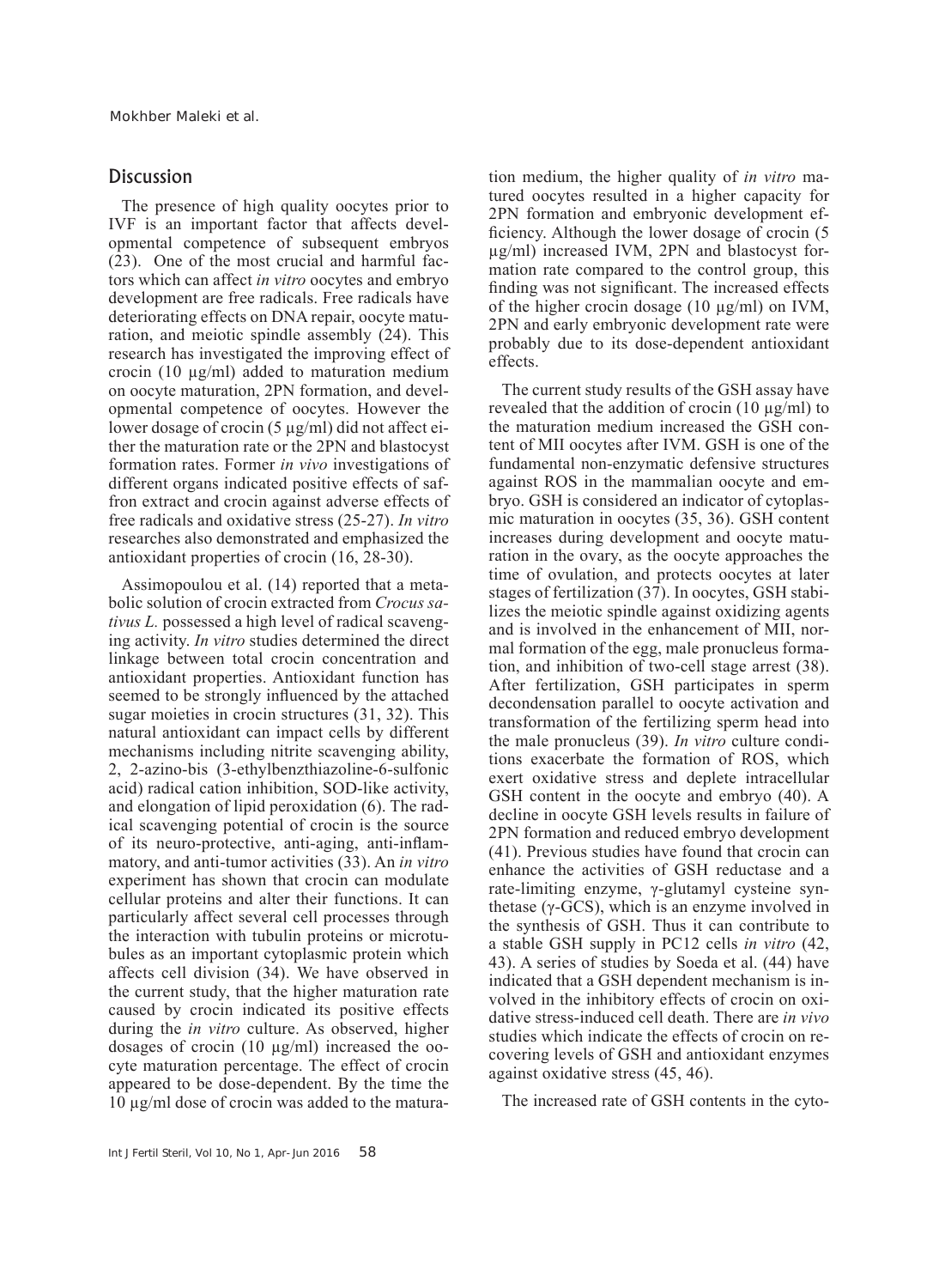## Discussion

The presence of high quality oocytes prior to IVF is an important factor that affects developmental competence of subsequent embryos (23). One of the most crucial and harmful factors which can affect *in vitro* oocytes and embryo development are free radicals. Free radicals have deteriorating effects on DNA repair, oocyte maturation, and meiotic spindle assembly (24). This research has investigated the improving effect of crocin (10 μg/ml) added to maturation medium on oocyte maturation, 2PN formation, and developmental competence of oocytes. However the lower dosage of crocin (5 μg/ml) did not affect either the maturation rate or the 2PN and blastocyst formation rates. Former *in vivo* investigations of different organs indicated positive effects of saffron extract and crocin against adverse effects of free radicals and oxidative stress (25-27). *In vitro* researches also demonstrated and emphasized the antioxidant properties of crocin (16, 28-30).

Assimopoulou et al. (14) reported that a metabolic solution of crocin extracted from *Crocus sativus L.* possessed a high level of radical scavenging activity. *In vitro* studies determined the direct linkage between total crocin concentration and antioxidant properties. Antioxidant function has seemed to be strongly influenced by the attached sugar moieties in crocin structures (31, 32). This natural antioxidant can impact cells by different mechanisms including nitrite scavenging ability, 2, 2-azino-bis (3-ethylbenzthiazoline-6-sulfonic acid) radical cation inhibition, SOD-like activity, and elongation of lipid peroxidation (6). The radical scavenging potential of crocin is the source of its neuro-protective, anti-aging, anti-inflammatory, and anti-tumor activities (33). An *in vitro* experiment has shown that crocin can modulate cellular proteins and alter their functions. It can particularly affect several cell processes through the interaction with tubulin proteins or microtubules as an important cytoplasmic protein which affects cell division (34). We have observed in the current study, that the higher maturation rate caused by crocin indicated its positive effects during the *in vitro* culture. As observed, higher dosages of crocin (10 μg/ml) increased the oocyte maturation percentage. The effect of crocin appeared to be dose-dependent. By the time the 10 μg/ml dose of crocin was added to the maturation medium, the higher quality of *in vitro* matured oocytes resulted in a higher capacity for 2PN formation and embryonic development efficiency. Although the lower dosage of crocin (5 μg/ml) increased IVM, 2PN and blastocyst formation rate compared to the control group, this finding was not significant. The increased effects of the higher crocin dosage (10 μg/ml) on IVM, 2PN and early embryonic development rate were probably due to its dose-dependent antioxidant effects.

The current study results of the GSH assay have revealed that the addition of crocin (10 μg/ml) to the maturation medium increased the GSH content of MII oocytes after IVM. GSH is one of the fundamental non-enzymatic defensive structures against ROS in the mammalian oocyte and embryo. GSH is considered an indicator of cytoplasmic maturation in oocytes (35, 36). GSH content increases during development and oocyte maturation in the ovary, as the oocyte approaches the time of ovulation, and protects oocytes at later stages of fertilization (37). In oocytes, GSH stabilizes the meiotic spindle against oxidizing agents and is involved in the enhancement of MII, normal formation of the egg, male pronucleus formation, and inhibition of two-cell stage arrest (38). After fertilization, GSH participates in sperm decondensation parallel to oocyte activation and transformation of the fertilizing sperm head into the male pronucleus (39). *In vitro* culture conditions exacerbate the formation of ROS, which exert oxidative stress and deplete intracellular GSH content in the oocyte and embryo (40). A decline in oocyte GSH levels results in failure of 2PN formation and reduced embryo development (41). Previous studies have found that crocin can enhance the activities of GSH reductase and a rate-limiting enzyme, γ-glutamyl cysteine synthetase (γ-GCS), which is an enzyme involved in the synthesis of GSH. Thus it can contribute to a stable GSH supply in PC12 cells *in vitro* (42, 43). A series of studies by Soeda et al. (44) have indicated that a GSH dependent mechanism is involved in the inhibitory effects of crocin on oxidative stress-induced cell death. There are *in vivo* studies which indicate the effects of crocin on recovering levels of GSH and antioxidant enzymes against oxidative stress (45, 46).

The increased rate of GSH contents in the cyto-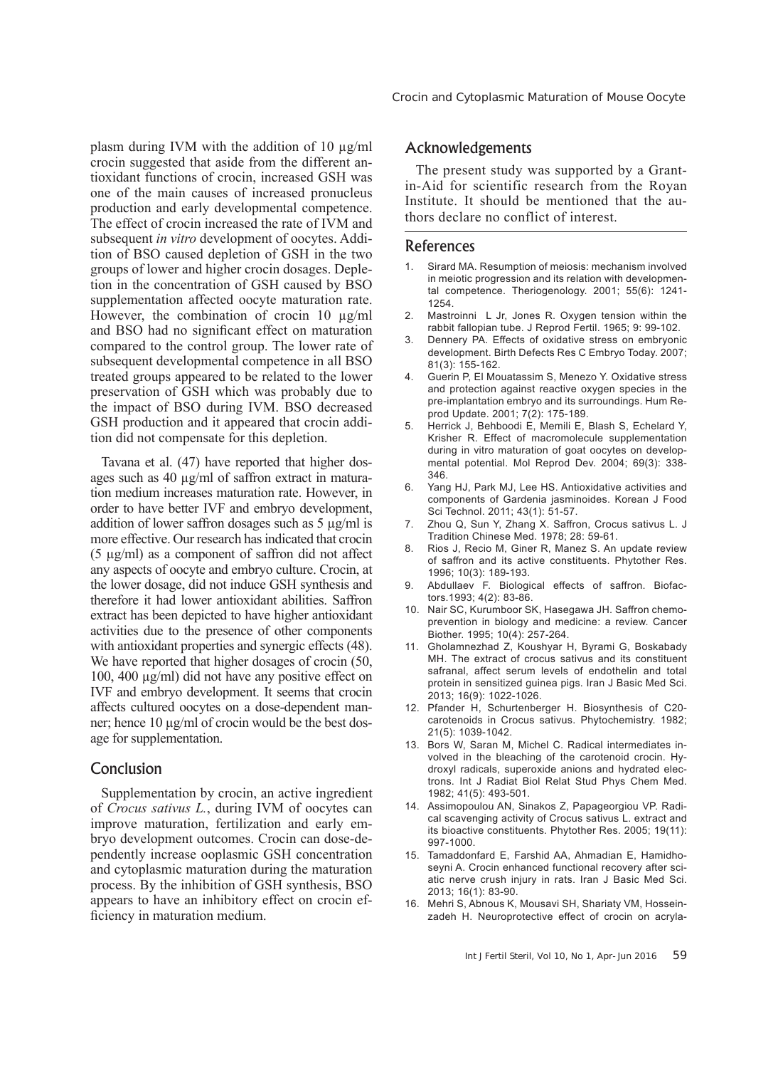plasm during IVM with the addition of 10 µg/ml crocin suggested that aside from the different antioxidant functions of crocin, increased GSH was one of the main causes of increased pronucleus production and early developmental competence. The effect of crocin increased the rate of IVM and subsequent *in vitro* development of oocytes. Addition of BSO caused depletion of GSH in the two groups of lower and higher crocin dosages. Depletion in the concentration of GSH caused by BSO supplementation affected oocyte maturation rate. However, the combination of crocin 10 µg/ml and BSO had no significant effect on maturation compared to the control group. The lower rate of subsequent developmental competence in all BSO treated groups appeared to be related to the lower preservation of GSH which was probably due to the impact of BSO during IVM. BSO decreased GSH production and it appeared that crocin addition did not compensate for this depletion.

Tavana et al. (47) have reported that higher dosages such as 40 µg/ml of saffron extract in maturation medium increases maturation rate. However, in order to have better IVF and embryo development, addition of lower saffron dosages such as 5 µg/ml is more effective. Our research has indicated that crocin (5 µg/ml) as a component of saffron did not affect any aspects of oocyte and embryo culture. Crocin, at the lower dosage, did not induce GSH synthesis and therefore it had lower antioxidant abilities. Saffron extract has been depicted to have higher antioxidant activities due to the presence of other components with antioxidant properties and synergic effects (48). We have reported that higher dosages of crocin (50, 100, 400 µg/ml) did not have any positive effect on IVF and embryo development. It seems that crocin affects cultured oocytes on a dose-dependent manner; hence 10 µg/ml of crocin would be the best dosage for supplementation.

## Conclusion

Supplementation by crocin, an active ingredient of *Crocus sativus L.*, during IVM of oocytes can improve maturation, fertilization and early embryo development outcomes. Crocin can dose-dependently increase ooplasmic GSH concentration and cytoplasmic maturation during the maturation process. By the inhibition of GSH synthesis, BSO appears to have an inhibitory effect on crocin efficiency in maturation medium.

## Acknowledgements

The present study was supported by a Grant-in-Aid for scientific research from the Royan Institute. It should be mentioned that the authors declare no conflict of interest.

## References

1. Sirard MA. Resumption of meiosis: mechanism involved in meiotic progression and its relation with developmental competence. Theriogenology. 2001; 55(6): 1241-1254.
2. Mastroinni L Jr, Jones R. Oxygen tension within the rabbit fallopian tube. J Reprod Fertil. 1965; 9: 99-102.
3. Dennery PA. Effects of oxidative stress on embryonic development. Birth Defects Res C Embryo Today. 2007; 81(3): 155-162.
4. Guerin P, El Mouatassim S, Menezo Y. Oxidative stress and protection against reactive oxygen species in the pre-implantation embryo and its surroundings. Hum Reprod Update. 2001; 7(2): 175-189.
5. Herrick J, Behboodi E, Memili E, Blash S, Echelard Y, Krisher R. Effect of macromolecule supplementation during in vitro maturation of goat oocytes on developmental potential. Mol Reprod Dev. 2004; 69(3): 338-346.
6. Yang HJ, Park MJ, Lee HS. Antioxidative activities and components of Gardenia jasminoides. Korean J Food Sci Technol. 2011; 43(1): 51-57.
7. Zhou Q, Sun Y, Zhang X. Saffron, Crocus sativus L. J Tradition Chinese Med. 1978; 28: 59-61.
8. Rios J, Recio M, Giner R, Manez S. An update review of saffron and its active constituents. Phytother Res. 1996; 10(3): 189-193.
9. Abdullaev F. Biological effects of saffron. Biofactors.1993; 4(2): 83-86.
10. Nair SC, Kurumboor SK, Hasegawa JH. Saffron chemoprevention in biology and medicine: a review. Cancer Biother. 1995; 10(4): 257-264.
11. Gholamnezhad Z, Koushyar H, Byrami G, Boskabady MH. The extract of crocus sativus and its constituent safranal, affect serum levels of endothelin and total protein in sensitized guinea pigs. Iran J Basic Med Sci. 2013; 16(9): 1022-1026.
12. Pfander H, Schurtenberger H. Biosynthesis of C20-carotenoids in Crocus sativus. Phytochemistry. 1982; 21(5): 1039-1042.
13. Bors W, Saran M, Michel C. Radical intermediates involved in the bleaching of the carotenoid crocin. Hydroxyl radicals, superoxide anions and hydrated electrons. Int J Radiat Biol Relat Stud Phys Chem Med. 1982; 41(5): 493-501.
14. Assimopoulou AN, Sinakos Z, Papageorgiou VP. Radical scavenging activity of Crocus sativus L. extract and its bioactive constituents. Phytother Res. 2005; 19(11): 997-1000.
15. Tamaddonfard E, Farshid AA, Ahmadian E, Hamidhoseyni A. Crocin enhanced functional recovery after sciatic nerve crush injury in rats. Iran J Basic Med Sci. 2013; 16(1): 83-90.
16. Mehri S, Abnous K, Mousavi SH, Shariaty VM, Hosseinzadeh H. Neuroprotective effect of crocin on acryla-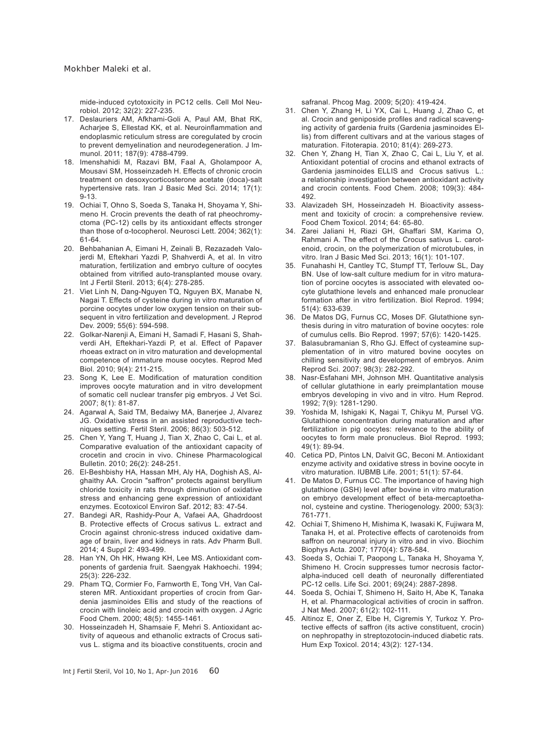mide-induced cytotoxicity in PC12 cells. Cell Mol Neurobiol. 2012; 32(2): 227-235.

17. Deslauriers AM, Afkhami-Goli A, Paul AM, Bhat RK, Acharjee S, Ellestad KK, et al. Neuroinflammation and endoplasmic reticulum stress are coregulated by crocin to prevent demyelination and neurodegeneration. J Immunol. 2011; 187(9): 4788-4799.
18. Imenshahidi M, Razavi BM, Faal A, Gholampoor A, Mousavi SM, Hosseinzadeh H. Effects of chronic crocin treatment on desoxycorticosterone acetate (doca)-salt hypertensive rats. Iran J Basic Med Sci. 2014; 17(1): 9-13.
19. Ochiai T, Ohno S, Soeda S, Tanaka H, Shoyama Y, Shimeno H. Crocin prevents the death of rat pheochromyctoma (PC-12) cells by its antioxidant effects stronger than those of α-tocopherol. Neurosci Lett. 2004; 362(1): 61-64.
20. Behbahanian A, Eimani H, Zeinali B, Rezazadeh Valojerdi M, Eftekhari Yazdi P, Shahverdi A, et al. In vitro maturation, fertilization and embryo culture of oocytes obtained from vitrified auto-transplanted mouse ovary. Int J Fertil Steril. 2013; 6(4): 278-285.
21. Viet Linh N, Dang-Nguyen TQ, Nguyen BX, Manabe N, Nagai T. Effects of cysteine during in vitro maturation of porcine oocytes under low oxygen tension on their subsequent in vitro fertilization and development. J Reprod Dev. 2009; 55(6): 594-598.
22. Golkar-Narenji A, Eimani H, Samadi F, Hasani S, Shahverdi AH, Eftekhari-Yazdi P, et al. Effect of Papaver rhoeas extract on in vitro maturation and developmental competence of immature mouse oocytes. Reprod Med Biol. 2010; 9(4): 211-215.
23. Song K, Lee E. Modification of maturation condition improves oocyte maturation and in vitro development of somatic cell nuclear transfer pig embryos. J Vet Sci. 2007; 8(1): 81-87.
24. Agarwal A, Said TM, Bedaiwy MA, Banerjee J, Alvarez JG. Oxidative stress in an assisted reproductive techniques setting. Fertil Steril. 2006; 86(3): 503-512.
25. Chen Y, Yang T, Huang J, Tian X, Zhao C, Cai L, et al. Comparative evaluation of the antioxidant capacity of crocetin and crocin in vivo. Chinese Pharmacological Bulletin. 2010; 26(2): 248-251.
26. El-Beshbishy HA, Hassan MH, Aly HA, Doghish AS, Alghaithy AA. Crocin "saffron" protects against beryllium chloride toxicity in rats through diminution of oxidative stress and enhancing gene expression of antioxidant enzymes. Ecotoxicol Environ Saf. 2012; 83: 47-54.
27. Bandegi AR, Rashidy-Pour A, Vafaei AA, Ghadrdoost B. Protective effects of Crocus sativus L. extract and Crocin against chronic-stress induced oxidative damage of brain, liver and kidneys in rats. Adv Pharm Bull. 2014; 4 Suppl 2: 493-499.
28. Han YN, Oh HK, Hwang KH, Lee MS. Antioxidant components of gardenia fruit. Saengyak Hakhoechi. 1994; 25(3): 226-232.
29. Pham TQ, Cormier Fo, Farnworth E, Tong VH, Van Calsteren MR. Antioxidant properties of crocin from Gardenia jasminoides Ellis and study of the reactions of crocin with linoleic acid and crocin with oxygen. J Agric Food Chem. 2000; 48(5): 1455-1461.
30. Hosseinzadeh H, Shamsaie F, Mehri S. Antioxidant activity of aqueous and ethanolic extracts of Crocus sativus L. stigma and its bioactive constituents, crocin and safranal. Phcog Mag. 2009; 5(20): 419-424.
31. Chen Y, Zhang H, Li YX, Cai L, Huang J, Zhao C, et al. Crocin and geniposide profiles and radical scavenging activity of gardenia fruits (Gardenia jasminoides Ellis) from different cultivars and at the various stages of maturation. Fitoterapia. 2010; 81(4): 269-273.
32. Chen Y, Zhang H, Tian X, Zhao C, Cai L, Liu Y, et al. Antioxidant potential of crocins and ethanol extracts of Gardenia jasminoides ELLIS and Crocus sativus L.: a relationship investigation between antioxidant activity and crocin contents. Food Chem. 2008; 109(3): 484-492.
33. Alavizadeh SH, Hosseinzadeh H. Bioactivity assessment and toxicity of crocin: a comprehensive review. Food Chem Toxicol. 2014; 64: 65-80.
34. Zarei Jaliani H, Riazi GH, Ghaffari SM, Karima O, Rahmani A. The effect of the Crocus sativus L. carotenoid, crocin, on the polymerization of microtubules, in vitro. Iran J Basic Med Sci. 2013; 16(1): 101-107.
35. Funahashi H, Cantley TC, Stumpf TT, Terlouw SL, Day BN. Use of low-salt culture medium for in vitro maturation of porcine oocytes is associated with elevated oocyte glutathione levels and enhanced male pronuclear formation after in vitro fertilization. Biol Reprod. 1994; 51(4): 633-639.
36. De Matos DG, Furnus CC, Moses DF. Glutathione synthesis during in vitro maturation of bovine oocytes: role of cumulus cells. Bio Reprod. 1997; 57(6): 1420-1425.
37. Balasubramanian S, Rho GJ. Effect of cysteamine supplementation of in vitro matured bovine oocytes on chilling sensitivity and development of embryos. Anim Reprod Sci. 2007; 98(3): 282-292.
38. Nasr-Esfahani MH, Johnson MH. Quantitative analysis of cellular glutathione in early preimplantation mouse embryos developing in vivo and in vitro. Hum Reprod. 1992; 7(9): 1281-1290.
39. Yoshida M, Ishigaki K, Nagai T, Chikyu M, Pursel VG. Glutathione concentration during maturation and after fertilization in pig oocytes: relevance to the ability of oocytes to form male pronucleus. Biol Reprod. 1993; 49(1): 89-94.
40. Cetica PD, Pintos LN, Dalvit GC, Beconi M. Antioxidant enzyme activity and oxidative stress in bovine oocyte in vitro maturation. IUBMB Life. 2001; 51(1): 57-64.
41. De Matos D, Furnus CC. The importance of having high glutathione (GSH) level after bovine in vitro maturation on embryo development effect of beta-mercaptoethanol, cysteine and cystine. Theriogenology. 2000; 53(3): 761-771.
42. Ochiai T, Shimeno H, Mishima K, Iwasaki K, Fujiwara M, Tanaka H, et al. Protective effects of carotenoids from saffron on neuronal injury in vitro and in vivo. Biochim Biophys Acta. 2007; 1770(4): 578-584.
43. Soeda S, Ochiai T, Paopong L, Tanaka H, Shoyama Y, Shimeno H. Crocin suppresses tumor necrosis factor-alpha-induced cell death of neuronally differentiated PC-12 cells. Life Sci. 2001; 69(24): 2887-2898.
44. Soeda S, Ochiai T, Shimeno H, Saito H, Abe K, Tanaka H, et al. Pharmacological activities of crocin in saffron. J Nat Med. 2007; 61(2): 102-111.
45. Altinoz E, Oner Z, Elbe H, Cigremis Y, Turkoz Y. Protective effects of saffron (its active constituent, crocin) on nephropathy in streptozotocin-induced diabetic rats. Hum Exp Toxicol. 2014; 43(2): 127-134.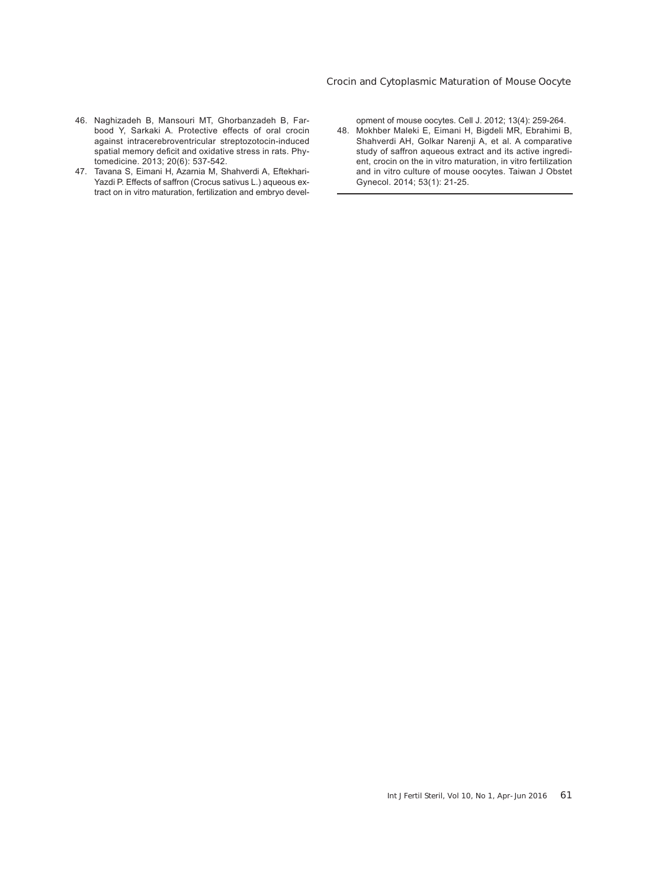46. Naghizadeh B, Mansouri MT, Ghorbanzadeh B, Farbood Y, Sarkaki A. Protective effects of oral crocin against intracerebroventricular streptozotocin-induced spatial memory deficit and oxidative stress in rats. Phytomedicine. 2013; 20(6): 537-542.
47. Tavana S, Eimani H, Azarnia M, Shahverdi A, Eftekhari-Yazdi P. Effects of saffron (Crocus sativus L.) aqueous extract on in vitro maturation, fertilization and embryo development of mouse oocytes. Cell J. 2012; 13(4): 259-264.
48. Mokhber Maleki E, Eimani H, Bigdeli MR, Ebrahimi B, Shahverdi AH, Golkar Narenji A, et al. A comparative study of saffron aqueous extract and its active ingredient, crocin on the in vitro maturation, in vitro fertilization and in vitro culture of mouse oocytes. Taiwan J Obstet Gynecol. 2014; 53(1): 21-25.